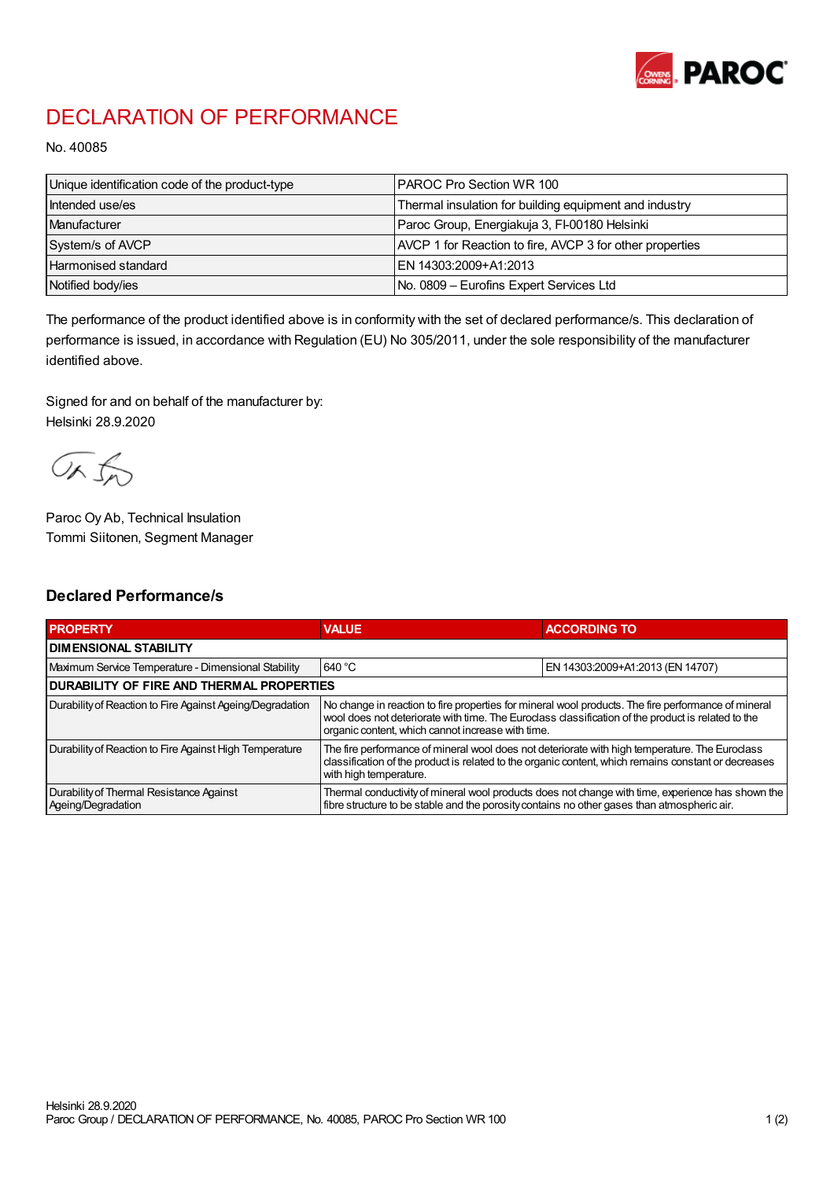# DECLARATION OF PERFORMANCE

No. 40085

| Unique identification code of the product-type | PAROC Pro Section WR 100 |
|---|---|
| Intended use/es | Thermal insulation for building equipment and industry |
| Manufacturer | Paroc Group, Energiakuja 3, FI-00180 Helsinki |
| System/s of AVCP | AVCP 1 for Reaction to fire, AVCP 3 for other properties |
| Harmonised standard | EN 14303:2009+A1:2013 |
| Notified body/ies | No. 0809 – Eurofins Expert Services Ltd |

The performance of the product identified above is in conformity with the set of declared performance/s. This declaration of performance is issued, in accordance with Regulation (EU) No 305/2011, under the sole responsibility of the manufacturer identified above.

Signed for and on behalf of the manufacturer by:
Helsinki 28.9.2020

Paroc Oy Ab, Technical Insulation
Tommi Siitonen, Segment Manager

## Declared Performance/s

| PROPERTY | VALUE | ACCORDING TO |
|---|---|---|
| **DIMENSIONAL STABILITY** | | |
| Maximum Service Temperature - Dimensional Stability | 640 °C | EN 14303:2009+A1:2013 (EN 14707) |
| **DURABILITY OF FIRE AND THERMAL PROPERTIES** | | |
| Durability of Reaction to Fire Against Ageing/Degradation | No change in reaction to fire properties for mineral wool products. The fire performance of mineral wool does not deteriorate with time. The Euroclass classification of the product is related to the organic content, which cannot increase with time. | |
| Durability of Reaction to Fire Against High Temperature | The fire performance of mineral wool does not deteriorate with high temperature. The Euroclass classification of the product is related to the organic content, which remains constant or decreases with high temperature. | |
| Durability of Thermal Resistance Against Ageing/Degradation | Thermal conductivity of mineral wool products does not change with time, experience has shown the fibre structure to be stable and the porosity contains no other gases than atmospheric air. | |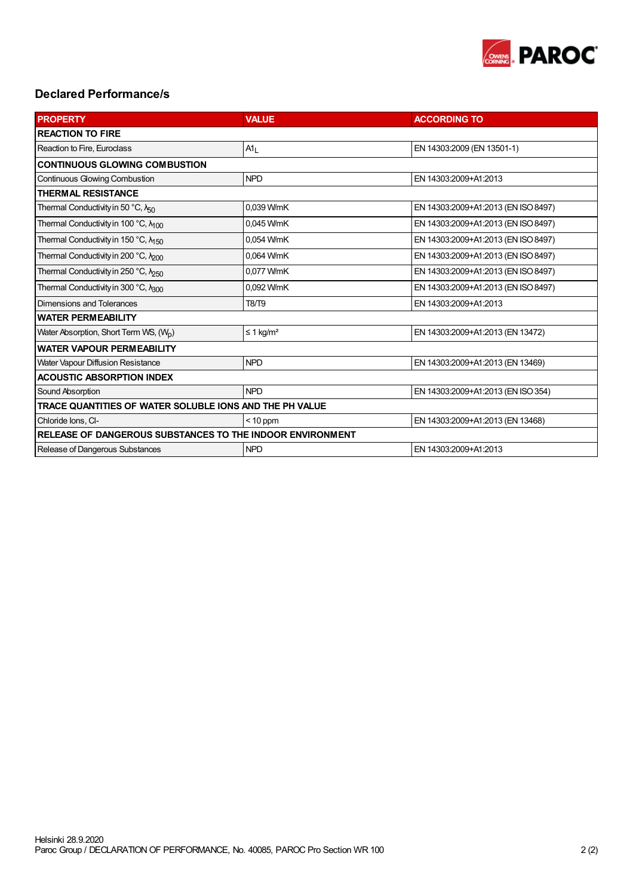## Declared Performance/s

| PROPERTY | VALUE | ACCORDING TO |
|---|---|---|
| **REACTION TO FIRE** | | |
| Reaction to Fire, Euroclass | $A1_L$ | EN 14303:2009 (EN 13501-1) |
| **CONTINUOUS GLOWING COMBUSTION** | | |
| Continuous Glowing Combustion | NPD | EN 14303:2009+A1:2013 |
| **THERMAL RESISTANCE** | | |
| Thermal Conductivity in 50 °C, $\lambda_{50}$ | 0,039 W/mK | EN 14303:2009+A1:2013 (EN ISO 8497) |
| Thermal Conductivity in 100 °C, $\lambda_{100}$ | 0,045 W/mK | EN 14303:2009+A1:2013 (EN ISO 8497) |
| Thermal Conductivity in 150 °C, $\lambda_{150}$ | 0,054 W/mK | EN 14303:2009+A1:2013 (EN ISO 8497) |
| Thermal Conductivity in 200 °C, $\lambda_{200}$ | 0,064 W/mK | EN 14303:2009+A1:2013 (EN ISO 8497) |
| Thermal Conductivity in 250 °C, $\lambda_{250}$ | 0,077 W/mK | EN 14303:2009+A1:2013 (EN ISO 8497) |
| Thermal Conductivity in 300 °C, $\lambda_{300}$ | 0,092 W/mK | EN 14303:2009+A1:2013 (EN ISO 8497) |
| Dimensions and Tolerances | T8/T9 | EN 14303:2009+A1:2013 |
| **WATER PERMEABILITY** | | |
| Water Absorption, Short Term WS, ($W_p$) | ≤ 1 kg/m² | EN 14303:2009+A1:2013 (EN 13472) |
| **WATER VAPOUR PERMEABILITY** | | |
| Water Vapour Diffusion Resistance | NPD | EN 14303:2009+A1:2013 (EN 13469) |
| **ACOUSTIC ABSORPTION INDEX** | | |
| Sound Absorption | NPD | EN 14303:2009+A1:2013 (EN ISO 354) |
| **TRACE QUANTITIES OF WATER SOLUBLE IONS AND THE PH VALUE** | | |
| Chloride Ions, Cl- | < 10 ppm | EN 14303:2009+A1:2013 (EN 13468) |
| **RELEASE OF DANGEROUS SUBSTANCES TO THE INDOOR ENVIRONMENT** | | |
| Release of Dangerous Substances | NPD | EN 14303:2009+A1:2013 |

Helsinki 28.9.2020
Paroc Group / DECLARATION OF PERFORMANCE, No. 40085, PAROC Pro Section WR 100